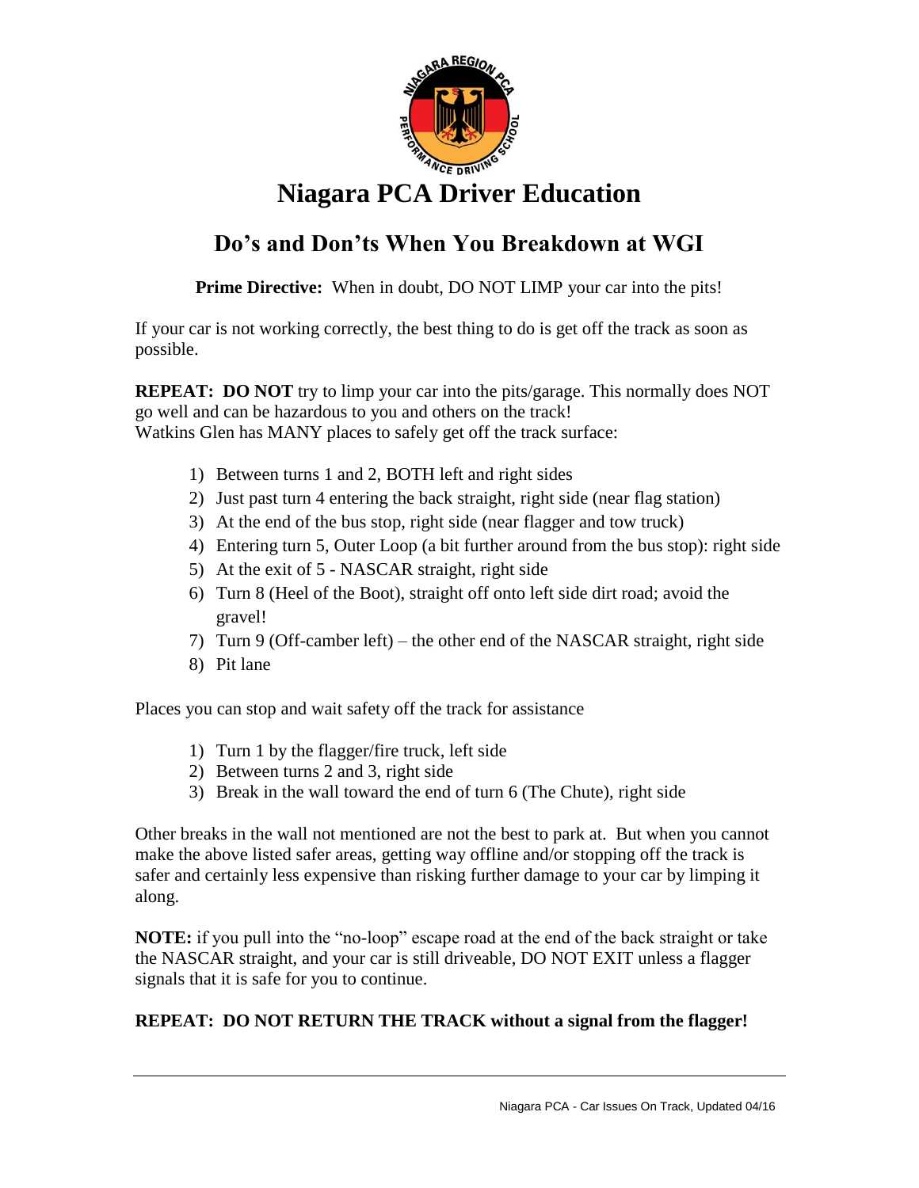# Niagara PCA Driver Education

## Do's and Don'ts When You Breakdown at WGI

**Prime Directive:** When in doubt, DO NOT LIMP your car into the pits!

If your car is not working correctly, the best thing to do is get off the track as soon as possible.

**REPEAT: DO NOT** try to limp your car into the pits/garage. This normally does NOT go well and can be hazardous to you and others on the track!
Watkins Glen has MANY places to safely get off the track surface:

1) Between turns 1 and 2, BOTH left and right sides
2) Just past turn 4 entering the back straight, right side (near flag station)
3) At the end of the bus stop, right side (near flagger and tow truck)
4) Entering turn 5, Outer Loop (a bit further around from the bus stop): right side
5) At the exit of 5 - NASCAR straight, right side
6) Turn 8 (Heel of the Boot), straight off onto left side dirt road; avoid the gravel!
7) Turn 9 (Off-camber left) – the other end of the NASCAR straight, right side
8) Pit lane

Places you can stop and wait safety off the track for assistance

1) Turn 1 by the flagger/fire truck, left side
2) Between turns 2 and 3, right side
3) Break in the wall toward the end of turn 6 (The Chute), right side

Other breaks in the wall not mentioned are not the best to park at. But when you cannot make the above listed safer areas, getting way offline and/or stopping off the track is safer and certainly less expensive than risking further damage to your car by limping it along.

**NOTE:** if you pull into the "no-loop" escape road at the end of the back straight or take the NASCAR straight, and your car is still driveable, DO NOT EXIT unless a flagger signals that it is safe for you to continue.

**REPEAT: DO NOT RETURN THE TRACK without a signal from the flagger!**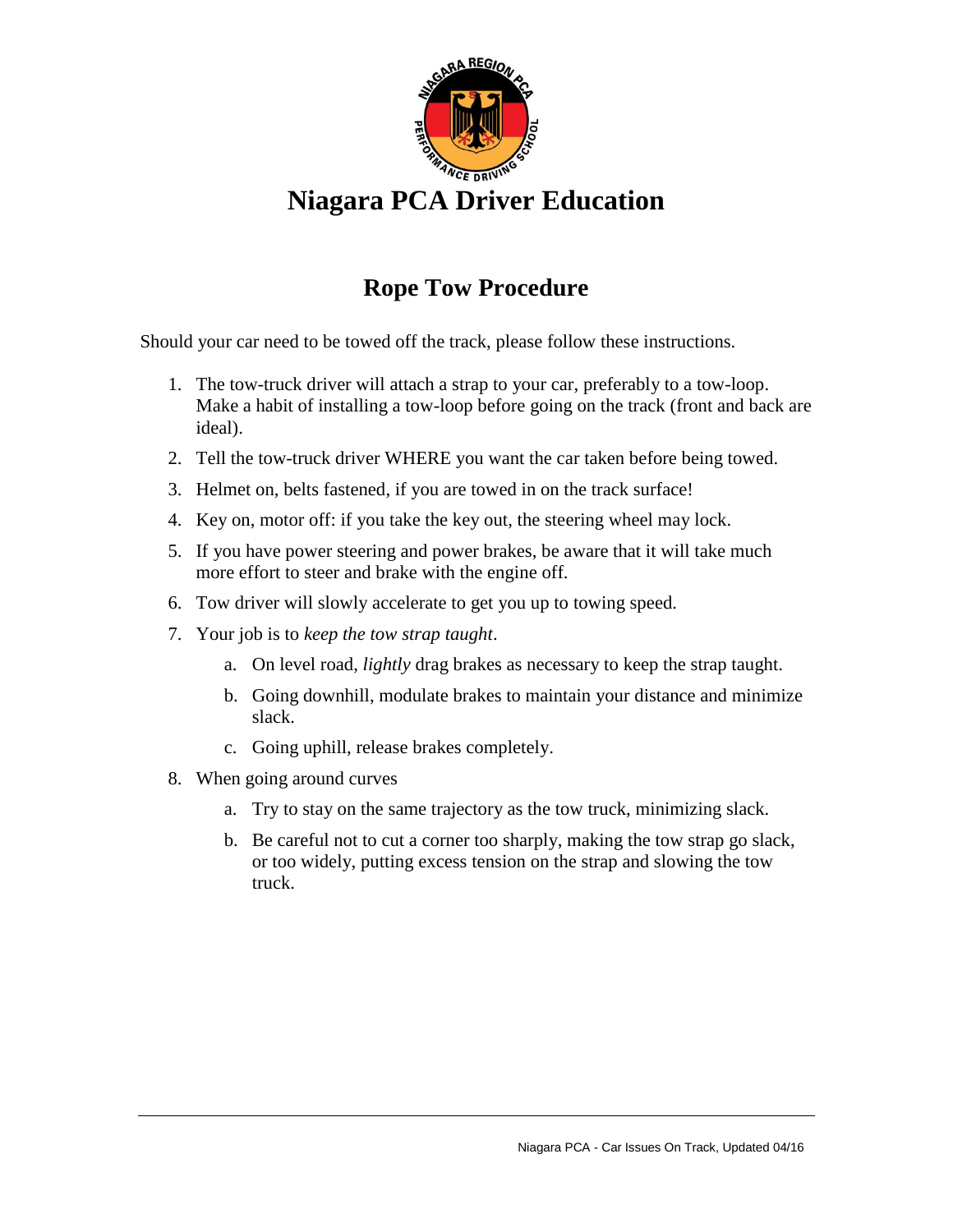# Niagara PCA Driver Education

## Rope Tow Procedure

Should your car need to be towed off the track, please follow these instructions.

1. The tow-truck driver will attach a strap to your car, preferably to a tow-loop. Make a habit of installing a tow-loop before going on the track (front and back are ideal).
2. Tell the tow-truck driver WHERE you want the car taken before being towed.
3. Helmet on, belts fastened, if you are towed in on the track surface!
4. Key on, motor off: if you take the key out, the steering wheel may lock.
5. If you have power steering and power brakes, be aware that it will take much more effort to steer and brake with the engine off.
6. Tow driver will slowly accelerate to get you up to towing speed.
7. Your job is to *keep the tow strap taught*.
   a. On level road, *lightly* drag brakes as necessary to keep the strap taught.
   b. Going downhill, modulate brakes to maintain your distance and minimize slack.
   c. Going uphill, release brakes completely.
8. When going around curves
   a. Try to stay on the same trajectory as the tow truck, minimizing slack.
   b. Be careful not to cut a corner too sharply, making the tow strap go slack, or too widely, putting excess tension on the strap and slowing the tow truck.